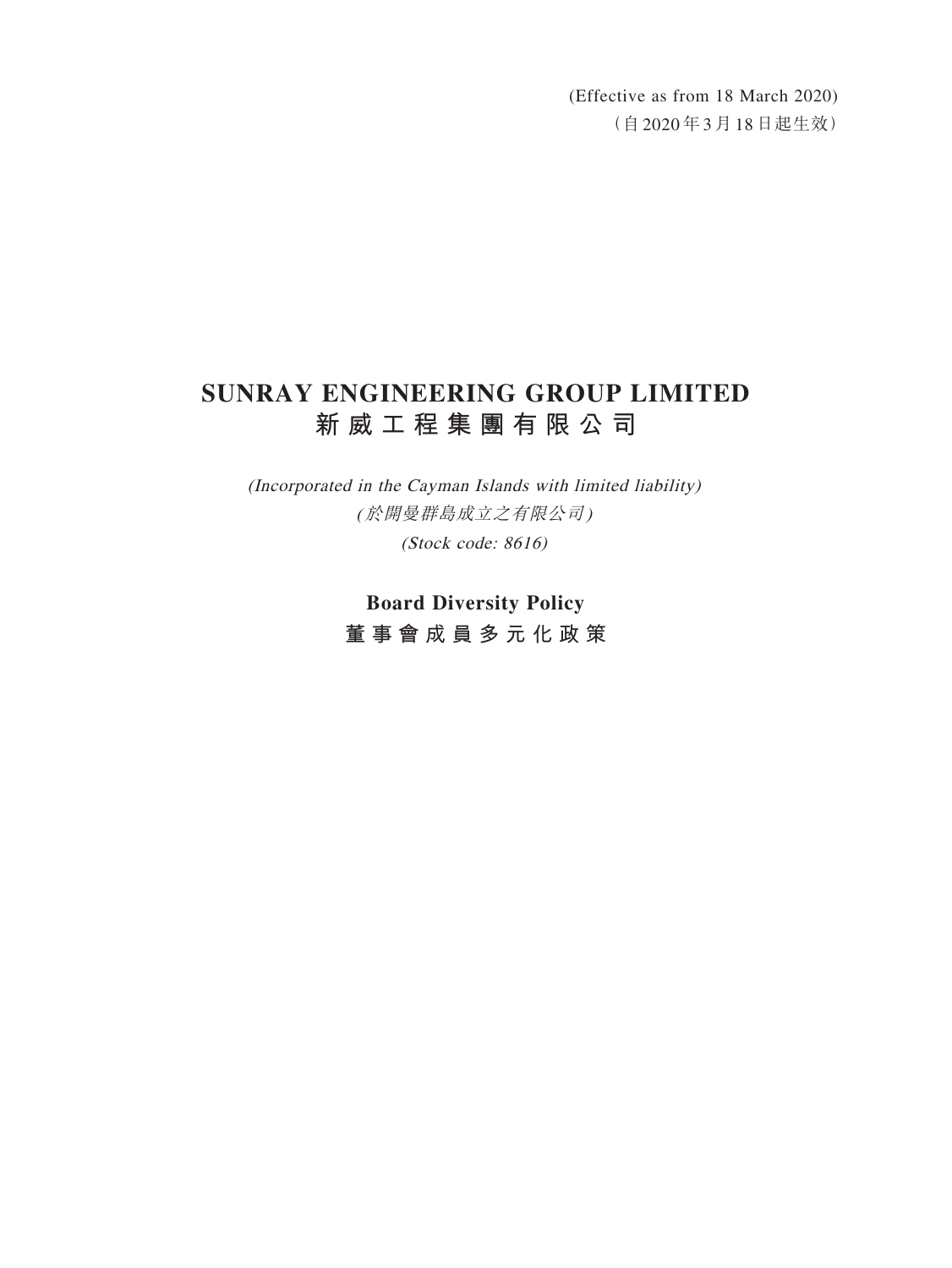(Effective as from 18 March 2020)

（自2020年3月18日起生效）

# SUNRAY ENGINEERING GROUP LIMITED

# 新威工程集團有限公司

*(Incorporated in the Cayman Islands with limited liability)*

*(於開曼群島成立之有限公司)*

*(Stock code: 8616)*

## Board Diversity Policy

## 董事會成員多元化政策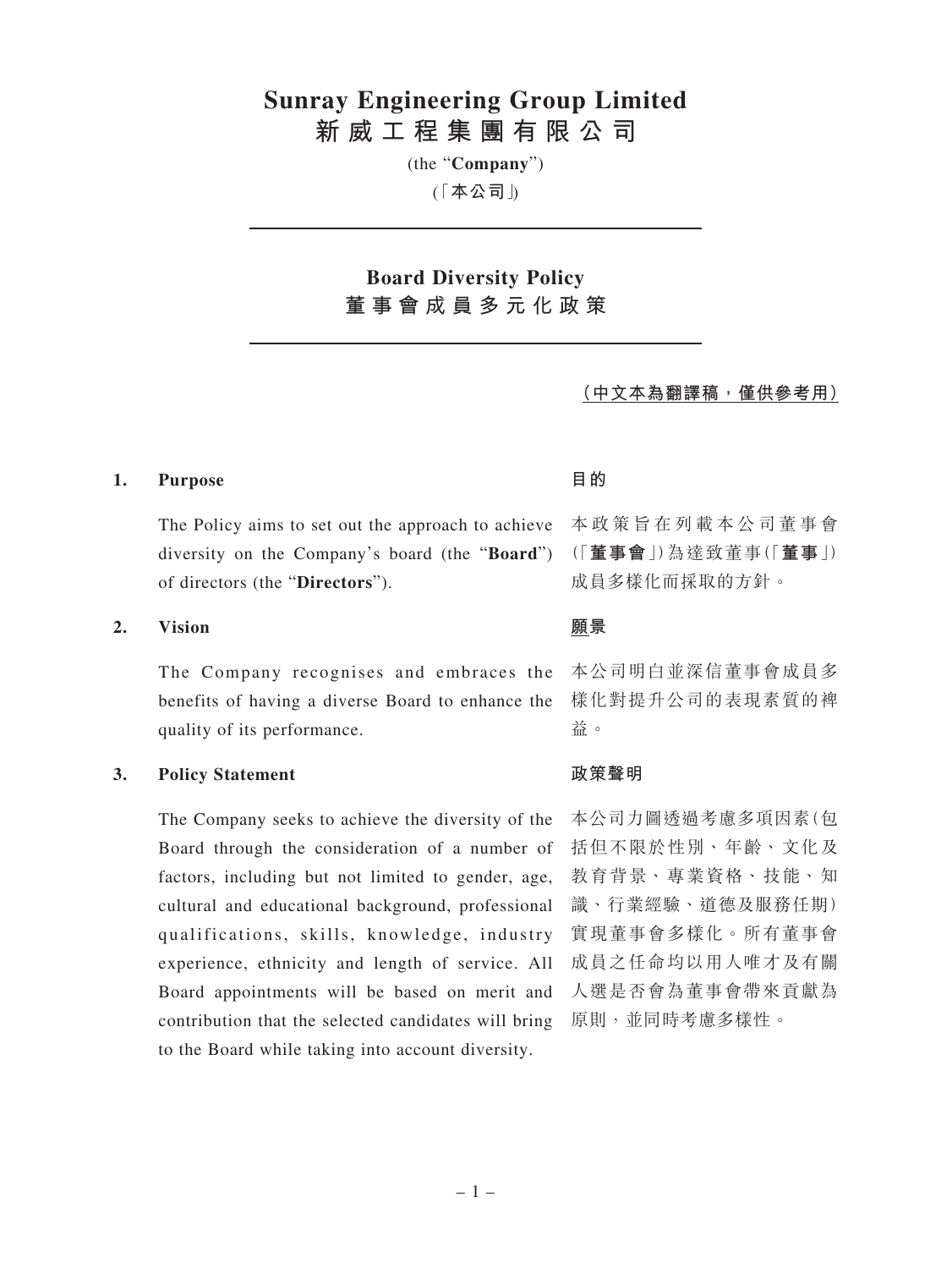# Sunray Engineering Group Limited
# 新威工程集團有限公司

(the "**Company**")

(「**本公司**」)

## Board Diversity Policy
## 董事會成員多元化政策

**(中文本為翻譯稿，僅供參考用)**

### 1. Purpose

The Policy aims to set out the approach to achieve diversity on the Company's board (the "**Board**") of directors (the "**Directors**").

### 目的

本政策旨在列載本公司董事會(「**董事會**」)為達致董事(「**董事**」)成員多樣化而採取的方針。

### 2. Vision

The Company recognises and embraces the benefits of having a diverse Board to enhance the quality of its performance.

### 願景

本公司明白並深信董事會成員多樣化對提升公司的表現素質的裨益。

### 3. Policy Statement

The Company seeks to achieve the diversity of the Board through the consideration of a number of factors, including but not limited to gender, age, cultural and educational background, professional qualifications, skills, knowledge, industry experience, ethnicity and length of service. All Board appointments will be based on merit and contribution that the selected candidates will bring to the Board while taking into account diversity.

### 政策聲明

本公司力圖透過考慮多項因素(包括但不限於性別、年齡、文化及教育背景、專業資格、技能、知識、行業經驗、道德及服務任期)實現董事會多樣化。所有董事會成員之任命均以用人唯才及有關人選是否會為董事會帶來貢獻為原則，並同時考慮多樣性。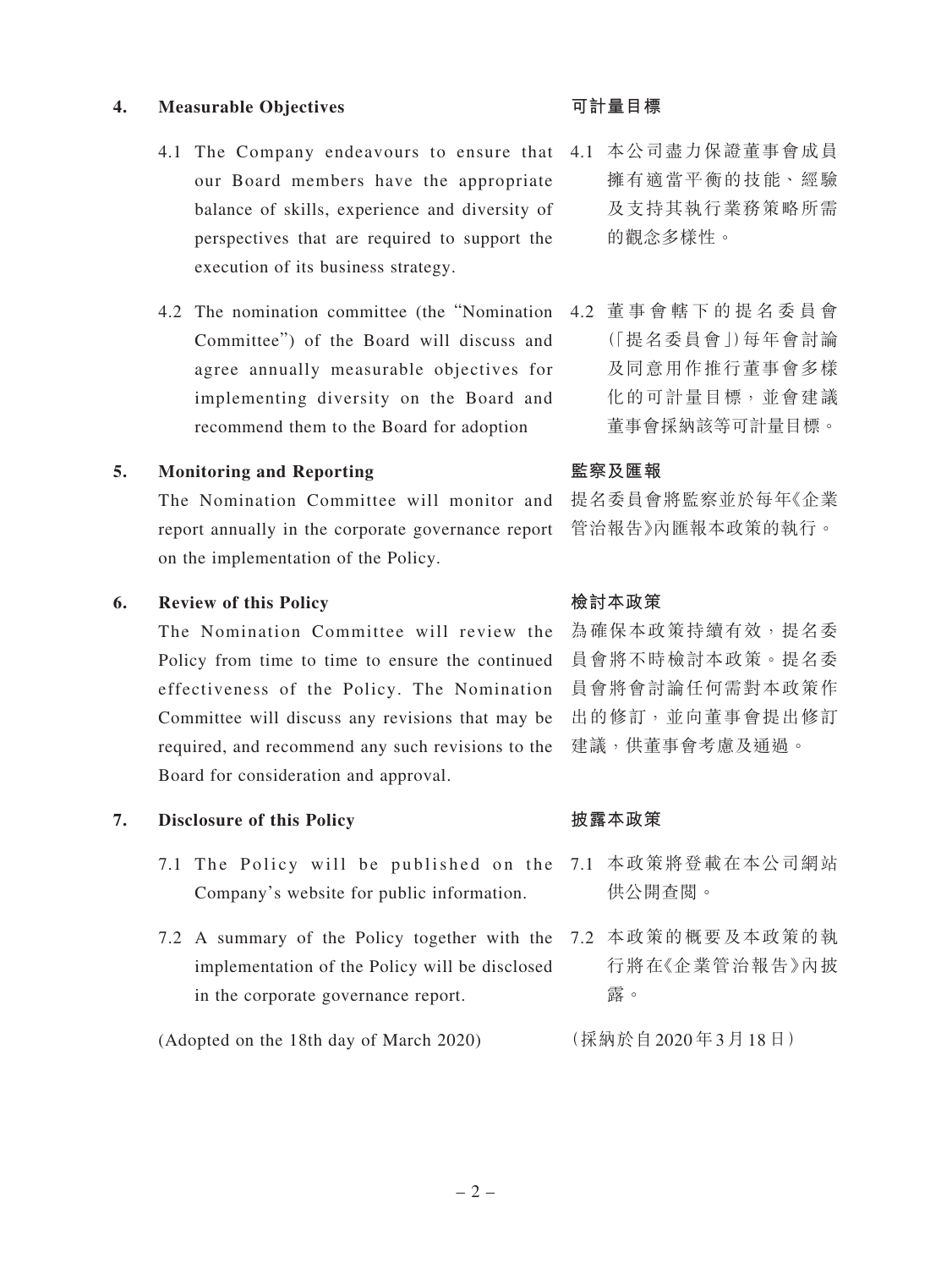## 4. Measurable Objectives

## 可計量目標

4.1 The Company endeavours to ensure that our Board members have the appropriate balance of skills, experience and diversity of perspectives that are required to support the execution of its business strategy.

4.1 本公司盡力保證董事會成員擁有適當平衡的技能、經驗及支持其執行業務策略所需的觀念多樣性。

4.2 The nomination committee (the "Nomination Committee") of the Board will discuss and agree annually measurable objectives for implementing diversity on the Board and recommend them to the Board for adoption

4.2 董事會轄下的提名委員會(「提名委員會」)每年會討論及同意用作推行董事會多樣化的可計量目標，並會建議董事會採納該等可計量目標。

## 5. Monitoring and Reporting

## 監察及匯報

The Nomination Committee will monitor and report annually in the corporate governance report on the implementation of the Policy.

提名委員會將監察並於每年《企業管治報告》內匯報本政策的執行。

## 6. Review of this Policy

## 檢討本政策

The Nomination Committee will review the Policy from time to time to ensure the continued effectiveness of the Policy. The Nomination Committee will discuss any revisions that may be required, and recommend any such revisions to the Board for consideration and approval.

為確保本政策持續有效，提名委員會將不時檢討本政策。提名委員會將會討論任何需對本政策作出的修訂，並向董事會提出修訂建議，供董事會考慮及通過。

## 7. Disclosure of this Policy

## 披露本政策

7.1 The Policy will be published on the Company's website for public information.

7.1 本政策將登載在本公司網站供公開查閱。

7.2 A summary of the Policy together with the implementation of the Policy will be disclosed in the corporate governance report.

7.2 本政策的概要及本政策的執行將在《企業管治報告》內披露。

(Adopted on the 18th day of March 2020)

(採納於自2020年3月18日)